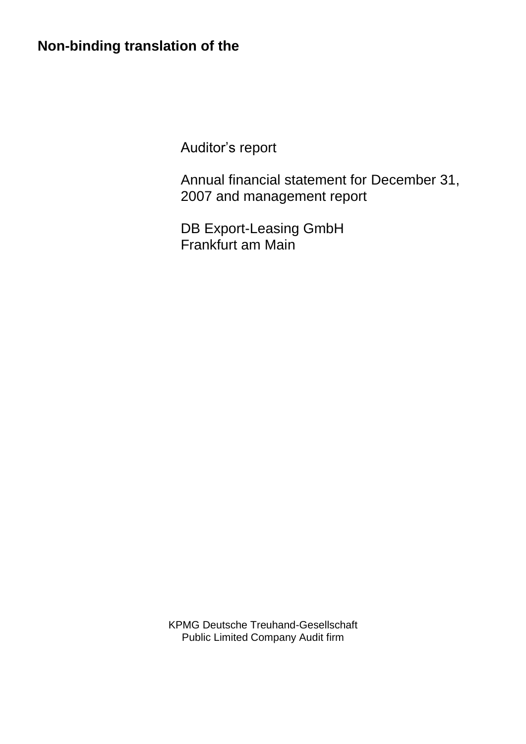**Non-binding translation of the**

Auditor’s report

Annual financial statement for December 31, 2007 and management report

DB Export-Leasing GmbH
Frankfurt am Main

KPMG Deutsche Treuhand-Gesellschaft
Public Limited Company Audit firm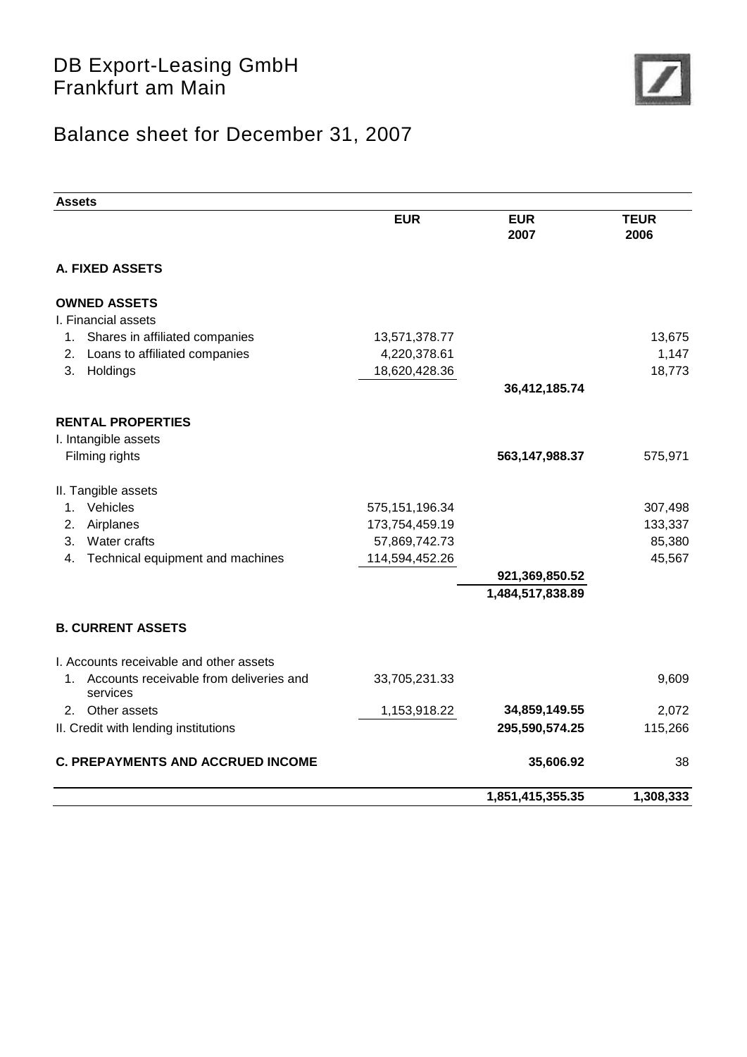# DB Export-Leasing GmbH
Frankfurt am Main

## Balance sheet for December 31, 2007

| **Assets** | | | |
|---|---|---|---|
| | **EUR** | **EUR 2007** | **TEUR 2006** |
| **A. FIXED ASSETS** | | | |
| **OWNED ASSETS** | | | |
| I. Financial assets | | | |
| 1. Shares in affiliated companies | 13,571,378.77 | | 13,675 |
| 2. Loans to affiliated companies | 4,220,378.61 | | 1,147 |
| 3. Holdings | 18,620,428.36 | | 18,773 |
| | | **36,412,185.74** | |
| **RENTAL PROPERTIES** | | | |
| I. Intangible assets | | | |
| Filming rights | | **563,147,988.37** | 575,971 |
| II. Tangible assets | | | |
| 1. Vehicles | 575,151,196.34 | | 307,498 |
| 2. Airplanes | 173,754,459.19 | | 133,337 |
| 3. Water crafts | 57,869,742.73 | | 85,380 |
| 4. Technical equipment and machines | 114,594,452.26 | | 45,567 |
| | | **921,369,850.52** | |
| | | **1,484,517,838.89** | |
| **B. CURRENT ASSETS** | | | |
| I. Accounts receivable and other assets | | | |
| 1. Accounts receivable from deliveries and services | 33,705,231.33 | | 9,609 |
| 2. Other assets | 1,153,918.22 | **34,859,149.55** | 2,072 |
| II. Credit with lending institutions | | **295,590,574.25** | 115,266 |
| **C. PREPAYMENTS AND ACCRUED INCOME** | | **35,606.92** | 38 |
| | | **1,851,415,355.35** | **1,308,333** |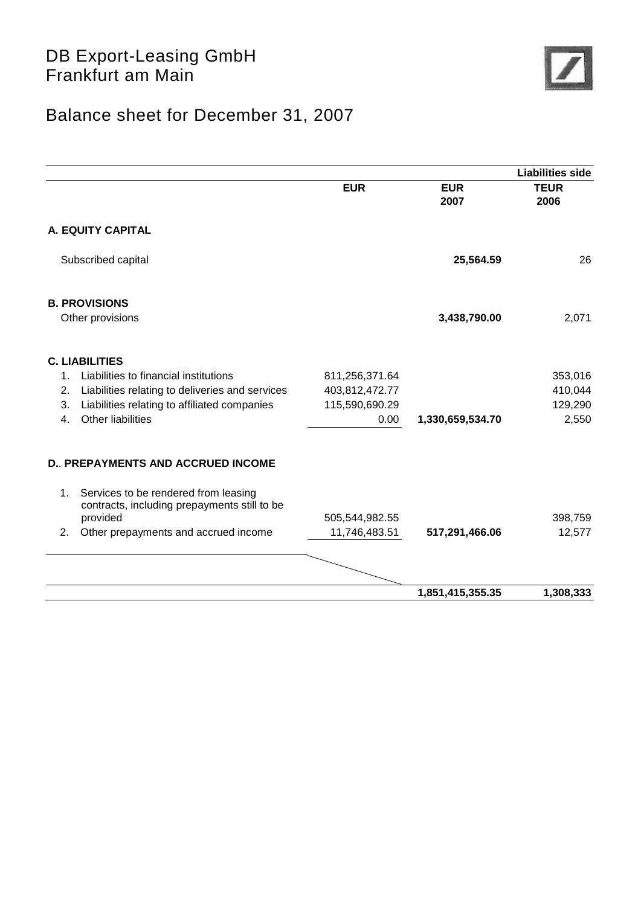# DB Export-Leasing GmbH
# Frankfurt am Main

## Balance sheet for December 31, 2007

| | | | Liabilities side |
|---|---|---|---|
| | EUR | EUR 2007 | TEUR 2006 |
| **A. EQUITY CAPITAL** | | | |
| Subscribed capital | | **25,564.59** | 26 |
| **B. PROVISIONS** | | | |
| Other provisions | | **3,438,790.00** | 2,071 |
| **C. LIABILITIES** | | | |
| 1. Liabilities to financial institutions | 811,256,371.64 | | 353,016 |
| 2. Liabilities relating to deliveries and services | 403,812,472.77 | | 410,044 |
| 3. Liabilities relating to affiliated companies | 115,590,690.29 | | 129,290 |
| 4. Other liabilities | 0.00 | **1,330,659,534.70** | 2,550 |
| **D.. PREPAYMENTS AND ACCRUED INCOME** | | | |
| 1. Services to be rendered from leasing contracts, including prepayments still to be provided | 505,544,982.55 | | 398,759 |
| 2. Other prepayments and accrued income | 11,746,483.51 | **517,291,466.06** | 12,577 |
| | | **1,851,415,355.35** | **1,308,333** |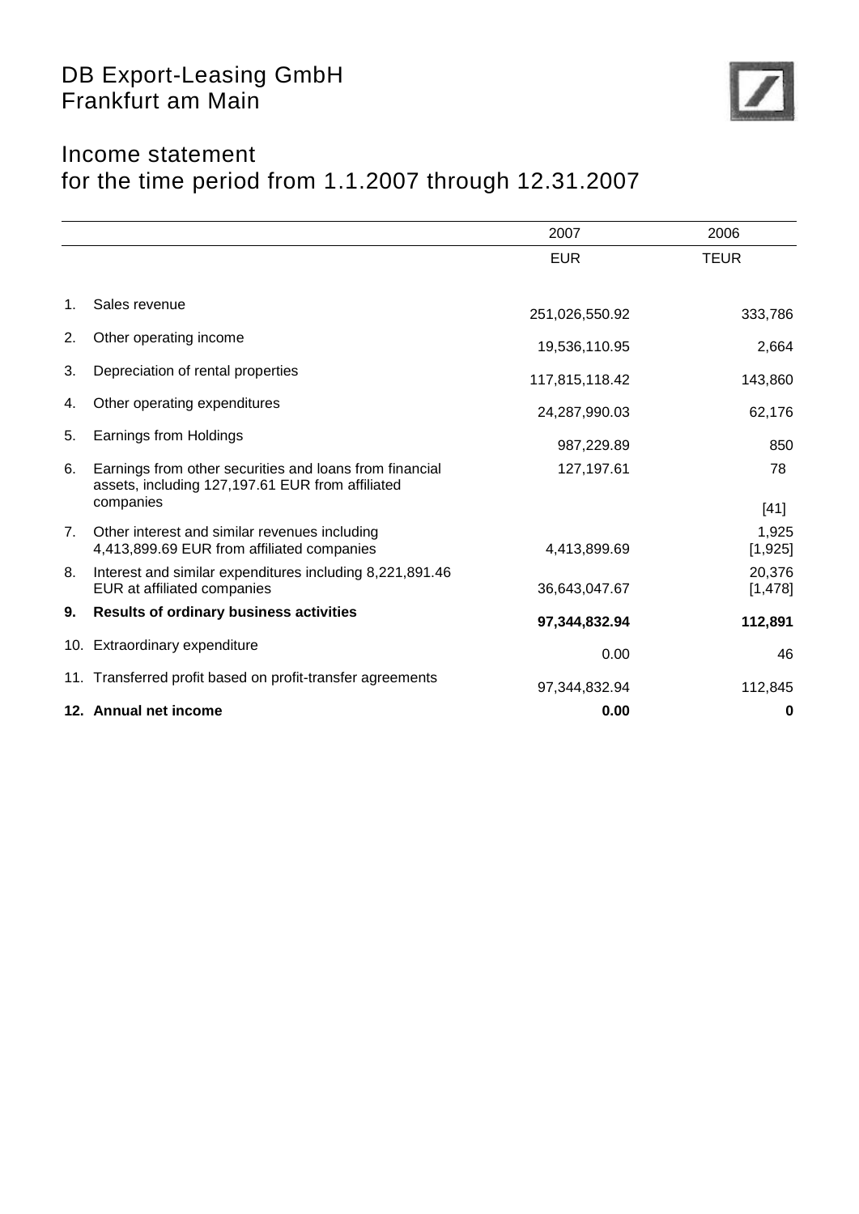# DB Export-Leasing GmbH
Frankfurt am Main

## Income statement
## for the time period from 1.1.2007 through 12.31.2007

| | | 2007 | 2006 |
|---|---|---|---|
| | | EUR | TEUR |
| 1. | Sales revenue | 251,026,550.92 | 333,786 |
| 2. | Other operating income | 19,536,110.95 | 2,664 |
| 3. | Depreciation of rental properties | 117,815,118.42 | 143,860 |
| 4. | Other operating expenditures | 24,287,990.03 | 62,176 |
| 5. | Earnings from Holdings | 987,229.89 | 850 |
| 6. | Earnings from other securities and loans from financial assets, including 127,197.61 EUR from affiliated companies | 127,197.61 | 78 [41] |
| 7. | Other interest and similar revenues including 4,413,899.69 EUR from affiliated companies | 4,413,899.69 | 1,925 [1,925] |
| 8. | Interest and similar expenditures including 8,221,891.46 EUR at affiliated companies | 36,643,047.67 | 20,376 [1,478] |
| **9.** | **Results of ordinary business activities** | **97,344,832.94** | **112,891** |
| 10. | Extraordinary expenditure | 0.00 | 46 |
| 11. | Transferred profit based on profit-transfer agreements | 97,344,832.94 | 112,845 |
| **12.** | **Annual net income** | **0.00** | **0** |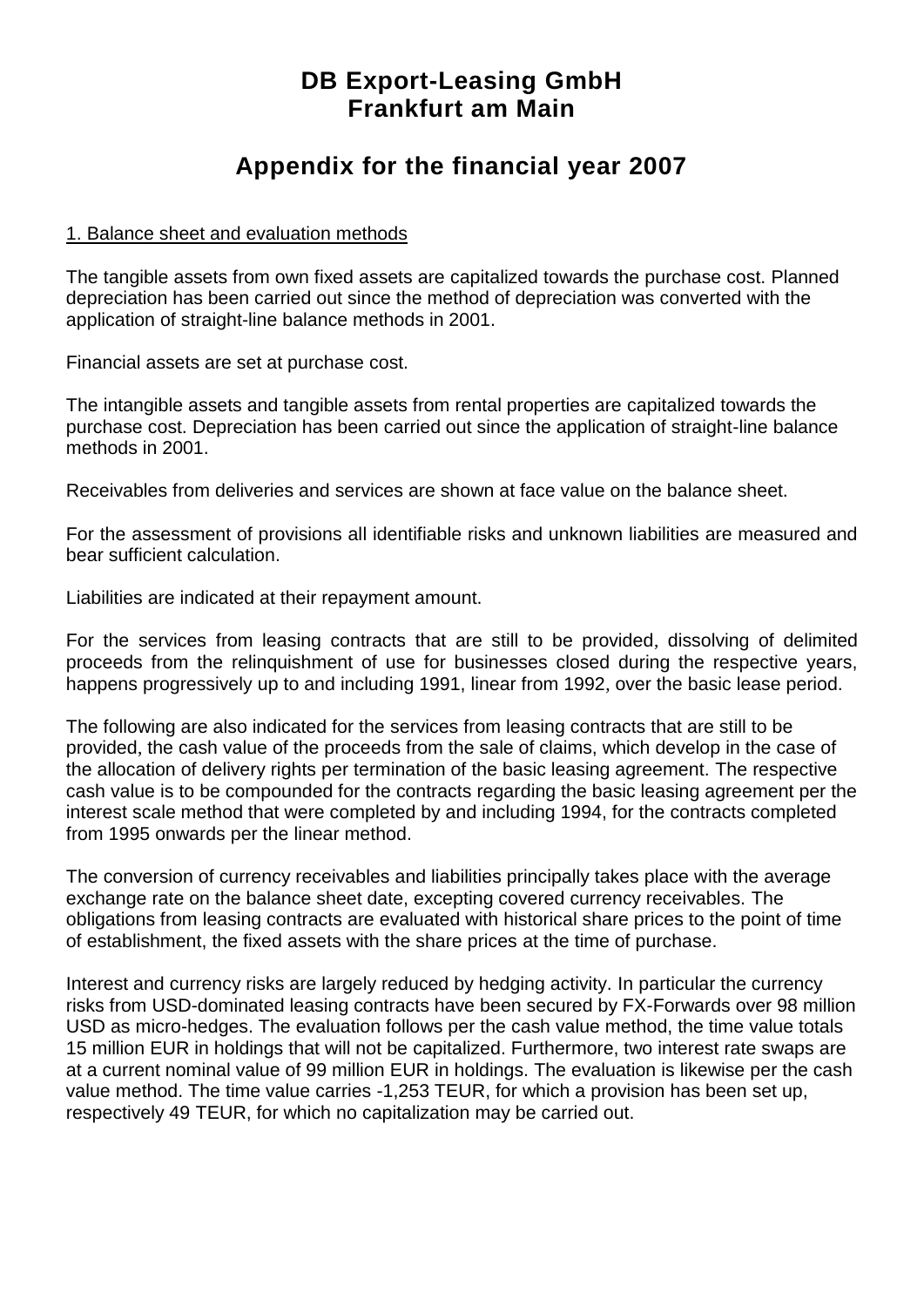# DB Export-Leasing GmbH
# Frankfurt am Main

## Appendix for the financial year 2007

1. Balance sheet and evaluation methods

The tangible assets from own fixed assets are capitalized towards the purchase cost. Planned depreciation has been carried out since the method of depreciation was converted with the application of straight-line balance methods in 2001.

Financial assets are set at purchase cost.

The intangible assets and tangible assets from rental properties are capitalized towards the purchase cost. Depreciation has been carried out since the application of straight-line balance methods in 2001.

Receivables from deliveries and services are shown at face value on the balance sheet.

For the assessment of provisions all identifiable risks and unknown liabilities are measured and bear sufficient calculation.

Liabilities are indicated at their repayment amount.

For the services from leasing contracts that are still to be provided, dissolving of delimited proceeds from the relinquishment of use for businesses closed during the respective years, happens progressively up to and including 1991, linear from 1992, over the basic lease period.

The following are also indicated for the services from leasing contracts that are still to be provided, the cash value of the proceeds from the sale of claims, which develop in the case of the allocation of delivery rights per termination of the basic leasing agreement. The respective cash value is to be compounded for the contracts regarding the basic leasing agreement per the interest scale method that were completed by and including 1994, for the contracts completed from 1995 onwards per the linear method.

The conversion of currency receivables and liabilities principally takes place with the average exchange rate on the balance sheet date, excepting covered currency receivables. The obligations from leasing contracts are evaluated with historical share prices to the point of time of establishment, the fixed assets with the share prices at the time of purchase.

Interest and currency risks are largely reduced by hedging activity. In particular the currency risks from USD-dominated leasing contracts have been secured by FX-Forwards over 98 million USD as micro-hedges. The evaluation follows per the cash value method, the time value totals 15 million EUR in holdings that will not be capitalized. Furthermore, two interest rate swaps are at a current nominal value of 99 million EUR in holdings. The evaluation is likewise per the cash value method. The time value carries -1,253 TEUR, for which a provision has been set up, respectively 49 TEUR, for which no capitalization may be carried out.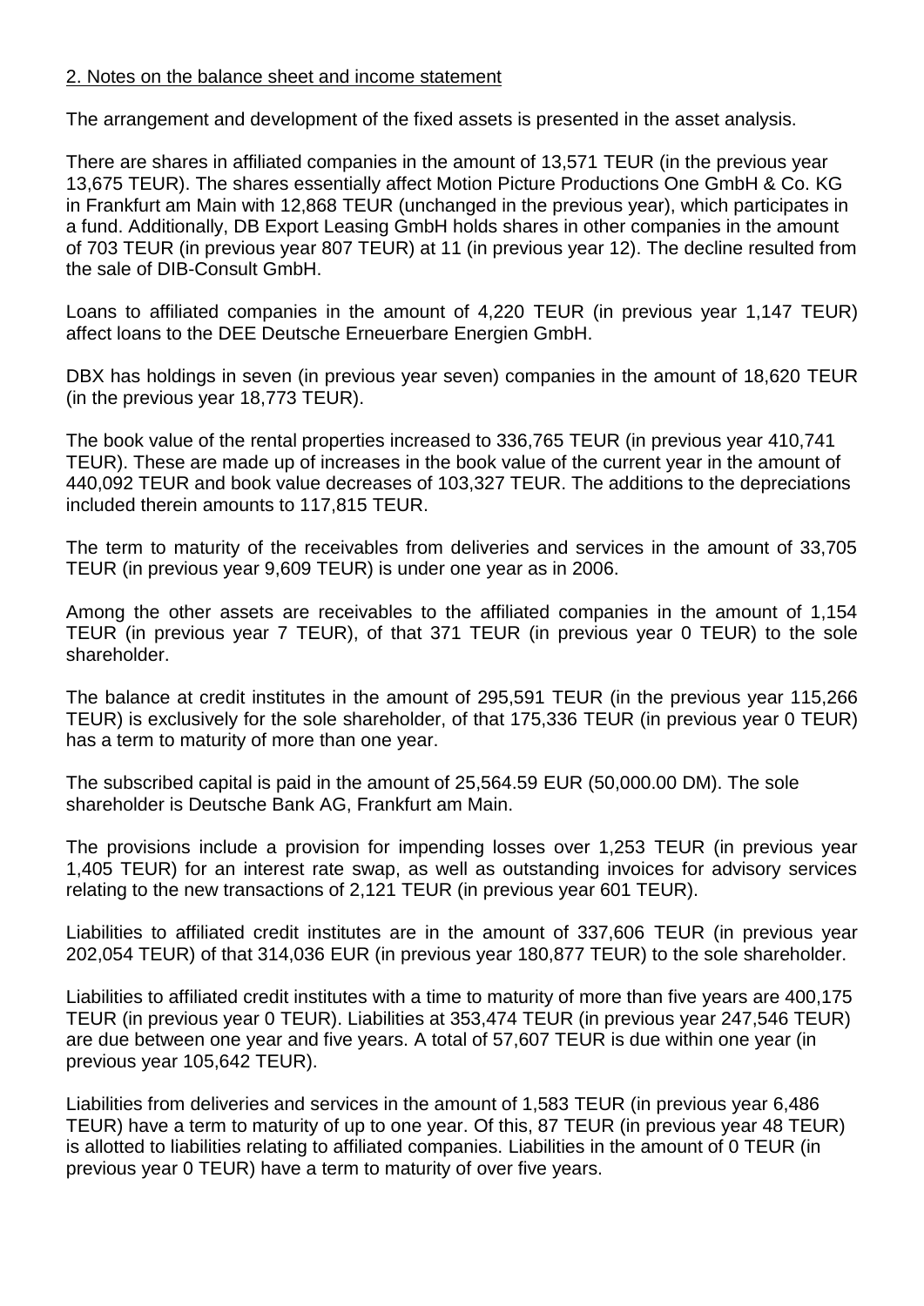2. Notes on the balance sheet and income statement

The arrangement and development of the fixed assets is presented in the asset analysis.

There are shares in affiliated companies in the amount of 13,571 TEUR (in the previous year 13,675 TEUR). The shares essentially affect Motion Picture Productions One GmbH & Co. KG in Frankfurt am Main with 12,868 TEUR (unchanged in the previous year), which participates in a fund. Additionally, DB Export Leasing GmbH holds shares in other companies in the amount of 703 TEUR (in previous year 807 TEUR) at 11 (in previous year 12). The decline resulted from the sale of DIB-Consult GmbH.

Loans to affiliated companies in the amount of 4,220 TEUR (in previous year 1,147 TEUR) affect loans to the DEE Deutsche Erneuerbare Energien GmbH.

DBX has holdings in seven (in previous year seven) companies in the amount of 18,620 TEUR (in the previous year 18,773 TEUR).

The book value of the rental properties increased to 336,765 TEUR (in previous year 410,741 TEUR). These are made up of increases in the book value of the current year in the amount of 440,092 TEUR and book value decreases of 103,327 TEUR. The additions to the depreciations included therein amounts to 117,815 TEUR.

The term to maturity of the receivables from deliveries and services in the amount of 33,705 TEUR (in previous year 9,609 TEUR) is under one year as in 2006.

Among the other assets are receivables to the affiliated companies in the amount of 1,154 TEUR (in previous year 7 TEUR), of that 371 TEUR (in previous year 0 TEUR) to the sole shareholder.

The balance at credit institutes in the amount of 295,591 TEUR (in the previous year 115,266 TEUR) is exclusively for the sole shareholder, of that 175,336 TEUR (in previous year 0 TEUR) has a term to maturity of more than one year.

The subscribed capital is paid in the amount of 25,564.59 EUR (50,000.00 DM). The sole shareholder is Deutsche Bank AG, Frankfurt am Main.

The provisions include a provision for impending losses over 1,253 TEUR (in previous year 1,405 TEUR) for an interest rate swap, as well as outstanding invoices for advisory services relating to the new transactions of 2,121 TEUR (in previous year 601 TEUR).

Liabilities to affiliated credit institutes are in the amount of 337,606 TEUR (in previous year 202,054 TEUR) of that 314,036 EUR (in previous year 180,877 TEUR) to the sole shareholder.

Liabilities to affiliated credit institutes with a time to maturity of more than five years are 400,175 TEUR (in previous year 0 TEUR). Liabilities at 353,474 TEUR (in previous year 247,546 TEUR) are due between one year and five years. A total of 57,607 TEUR is due within one year (in previous year 105,642 TEUR).

Liabilities from deliveries and services in the amount of 1,583 TEUR (in previous year 6,486 TEUR) have a term to maturity of up to one year. Of this, 87 TEUR (in previous year 48 TEUR) is allotted to liabilities relating to affiliated companies. Liabilities in the amount of 0 TEUR (in previous year 0 TEUR) have a term to maturity of over five years.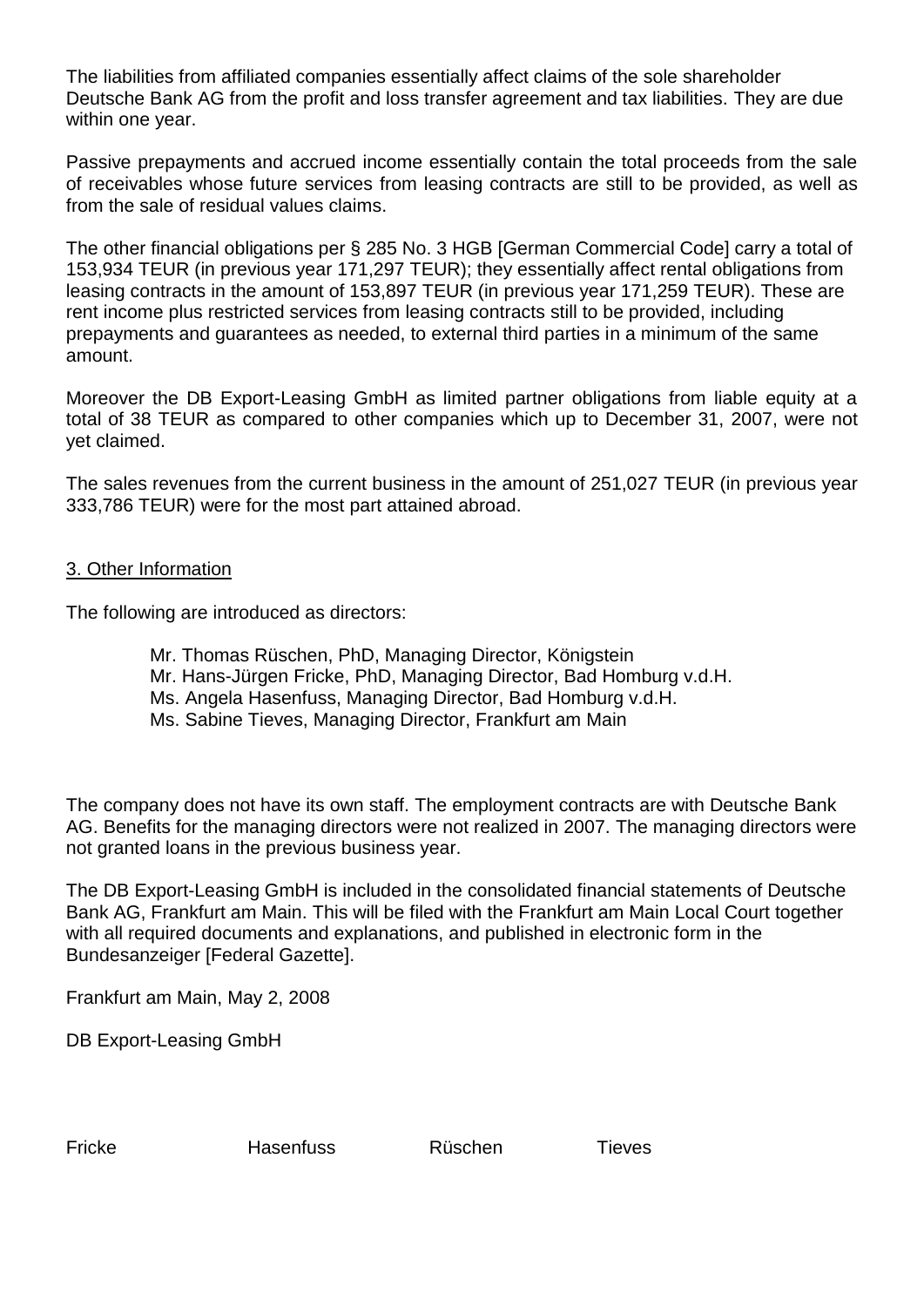The liabilities from affiliated companies essentially affect claims of the sole shareholder Deutsche Bank AG from the profit and loss transfer agreement and tax liabilities. They are due within one year.

Passive prepayments and accrued income essentially contain the total proceeds from the sale of receivables whose future services from leasing contracts are still to be provided, as well as from the sale of residual values claims.

The other financial obligations per § 285 No. 3 HGB [German Commercial Code] carry a total of 153,934 TEUR (in previous year 171,297 TEUR); they essentially affect rental obligations from leasing contracts in the amount of 153,897 TEUR (in previous year 171,259 TEUR). These are rent income plus restricted services from leasing contracts still to be provided, including prepayments and guarantees as needed, to external third parties in a minimum of the same amount.

Moreover the DB Export-Leasing GmbH as limited partner obligations from liable equity at a total of 38 TEUR as compared to other companies which up to December 31, 2007, were not yet claimed.

The sales revenues from the current business in the amount of 251,027 TEUR (in previous year 333,786 TEUR) were for the most part attained abroad.

## 3. Other Information

The following are introduced as directors:

- Mr. Thomas Rüschen, PhD, Managing Director, Königstein
- Mr. Hans-Jürgen Fricke, PhD, Managing Director, Bad Homburg v.d.H.
- Ms. Angela Hasenfuss, Managing Director, Bad Homburg v.d.H.
- Ms. Sabine Tieves, Managing Director, Frankfurt am Main

The company does not have its own staff. The employment contracts are with Deutsche Bank AG. Benefits for the managing directors were not realized in 2007. The managing directors were not granted loans in the previous business year.

The DB Export-Leasing GmbH is included in the consolidated financial statements of Deutsche Bank AG, Frankfurt am Main. This will be filed with the Frankfurt am Main Local Court together with all required documents and explanations, and published in electronic form in the Bundesanzeiger [Federal Gazette].

Frankfurt am Main, May 2, 2008

DB Export-Leasing GmbH

Fricke        Hasenfuss        Rüschen        Tieves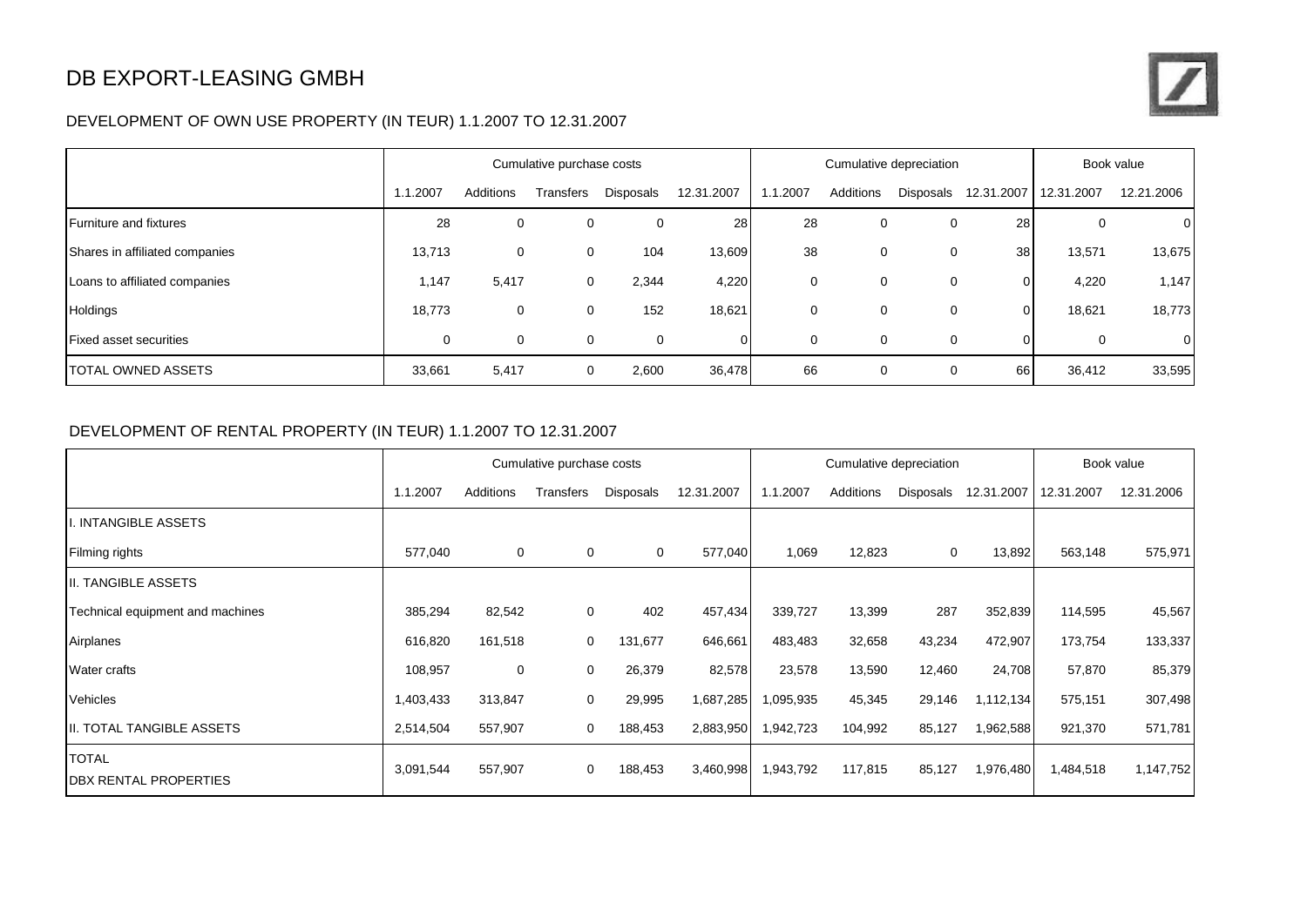# DB EXPORT-LEASING GMBH

## DEVELOPMENT OF OWN USE PROPERTY (IN TEUR) 1.1.2007 TO 12.31.2007

| | Cumulative purchase costs | | | | | Cumulative depreciation | | | | Book value | |
|---|---|---|---|---|---|---|---|---|---|---|---|
| | 1.1.2007 | Additions | Transfers | Disposals | 12.31.2007 | 1.1.2007 | Additions | Disposals | 12.31.2007 | 12.31.2007 | 12.21.2006 |
| Furniture and fixtures | 28 | 0 | 0 | 0 | 28 | 28 | 0 | 0 | 28 | 0 | 0 |
| Shares in affiliated companies | 13,713 | 0 | 0 | 104 | 13,609 | 38 | 0 | 0 | 38 | 13,571 | 13,675 |
| Loans to affiliated companies | 1,147 | 5,417 | 0 | 2,344 | 4,220 | 0 | 0 | 0 | 0 | 4,220 | 1,147 |
| Holdings | 18,773 | 0 | 0 | 152 | 18,621 | 0 | 0 | 0 | 0 | 18,621 | 18,773 |
| Fixed asset securities | 0 | 0 | 0 | 0 | 0 | 0 | 0 | 0 | 0 | 0 | 0 |
| TOTAL OWNED ASSETS | 33,661 | 5,417 | 0 | 2,600 | 36,478 | 66 | 0 | 0 | 66 | 36,412 | 33,595 |

## DEVELOPMENT OF RENTAL PROPERTY (IN TEUR) 1.1.2007 TO 12.31.2007

| | Cumulative purchase costs | | | | | Cumulative depreciation | | | | Book value | |
|---|---|---|---|---|---|---|---|---|---|---|---|
| | 1.1.2007 | Additions | Transfers | Disposals | 12.31.2007 | 1.1.2007 | Additions | Disposals | 12.31.2007 | 12.31.2007 | 12.31.2006 |
| I. INTANGIBLE ASSETS | | | | | | | | | | | |
| Filming rights | 577,040 | 0 | 0 | 0 | 577,040 | 1,069 | 12,823 | 0 | 13,892 | 563,148 | 575,971 |
| II. TANGIBLE ASSETS | | | | | | | | | | | |
| Technical equipment and machines | 385,294 | 82,542 | 0 | 402 | 457,434 | 339,727 | 13,399 | 287 | 352,839 | 114,595 | 45,567 |
| Airplanes | 616,820 | 161,518 | 0 | 131,677 | 646,661 | 483,483 | 32,658 | 43,234 | 472,907 | 173,754 | 133,337 |
| Water crafts | 108,957 | 0 | 0 | 26,379 | 82,578 | 23,578 | 13,590 | 12,460 | 24,708 | 57,870 | 85,379 |
| Vehicles | 1,403,433 | 313,847 | 0 | 29,995 | 1,687,285 | 1,095,935 | 45,345 | 29,146 | 1,112,134 | 575,151 | 307,498 |
| II. TOTAL TANGIBLE ASSETS | 2,514,504 | 557,907 | 0 | 188,453 | 2,883,950 | 1,942,723 | 104,992 | 85,127 | 1,962,588 | 921,370 | 571,781 |
| TOTAL DBX RENTAL PROPERTIES | 3,091,544 | 557,907 | 0 | 188,453 | 3,460,998 | 1,943,792 | 117,815 | 85,127 | 1,976,480 | 1,484,518 | 1,147,752 |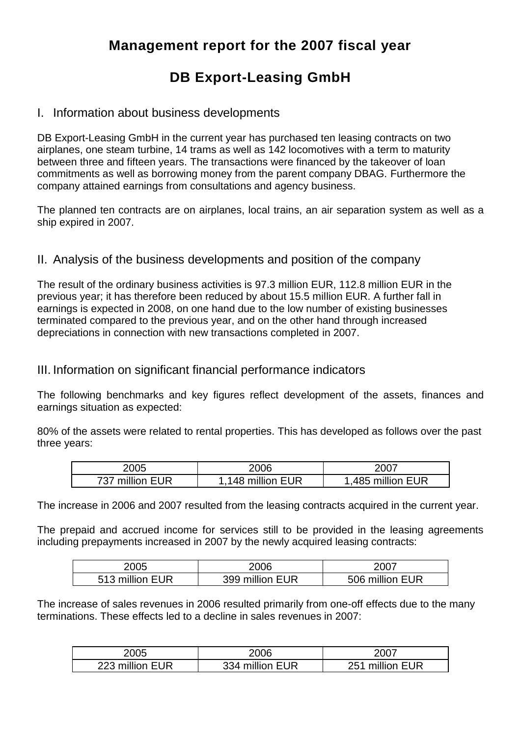# Management report for the 2007 fiscal year

# DB Export-Leasing GmbH

## I. Information about business developments

DB Export-Leasing GmbH in the current year has purchased ten leasing contracts on two airplanes, one steam turbine, 14 trams as well as 142 locomotives with a term to maturity between three and fifteen years. The transactions were financed by the takeover of loan commitments as well as borrowing money from the parent company DBAG. Furthermore the company attained earnings from consultations and agency business.

The planned ten contracts are on airplanes, local trains, an air separation system as well as a ship expired in 2007.

## II. Analysis of the business developments and position of the company

The result of the ordinary business activities is 97.3 million EUR, 112.8 million EUR in the previous year; it has therefore been reduced by about 15.5 million EUR. A further fall in earnings is expected in 2008, on one hand due to the low number of existing businesses terminated compared to the previous year, and on the other hand through increased depreciations in connection with new transactions completed in 2007.

## III. Information on significant financial performance indicators

The following benchmarks and key figures reflect development of the assets, finances and earnings situation as expected:

80% of the assets were related to rental properties. This has developed as follows over the past three years:

| 2005 | 2006 | 2007 |
|---|---|---|
| 737 million EUR | 1,148 million EUR | 1,485 million EUR |

The increase in 2006 and 2007 resulted from the leasing contracts acquired in the current year.

The prepaid and accrued income for services still to be provided in the leasing agreements including prepayments increased in 2007 by the newly acquired leasing contracts:

| 2005 | 2006 | 2007 |
|---|---|---|
| 513 million EUR | 399 million EUR | 506 million EUR |

The increase of sales revenues in 2006 resulted primarily from one-off effects due to the many terminations. These effects led to a decline in sales revenues in 2007:

| 2005 | 2006 | 2007 |
|---|---|---|
| 223 million EUR | 334 million EUR | 251 million EUR |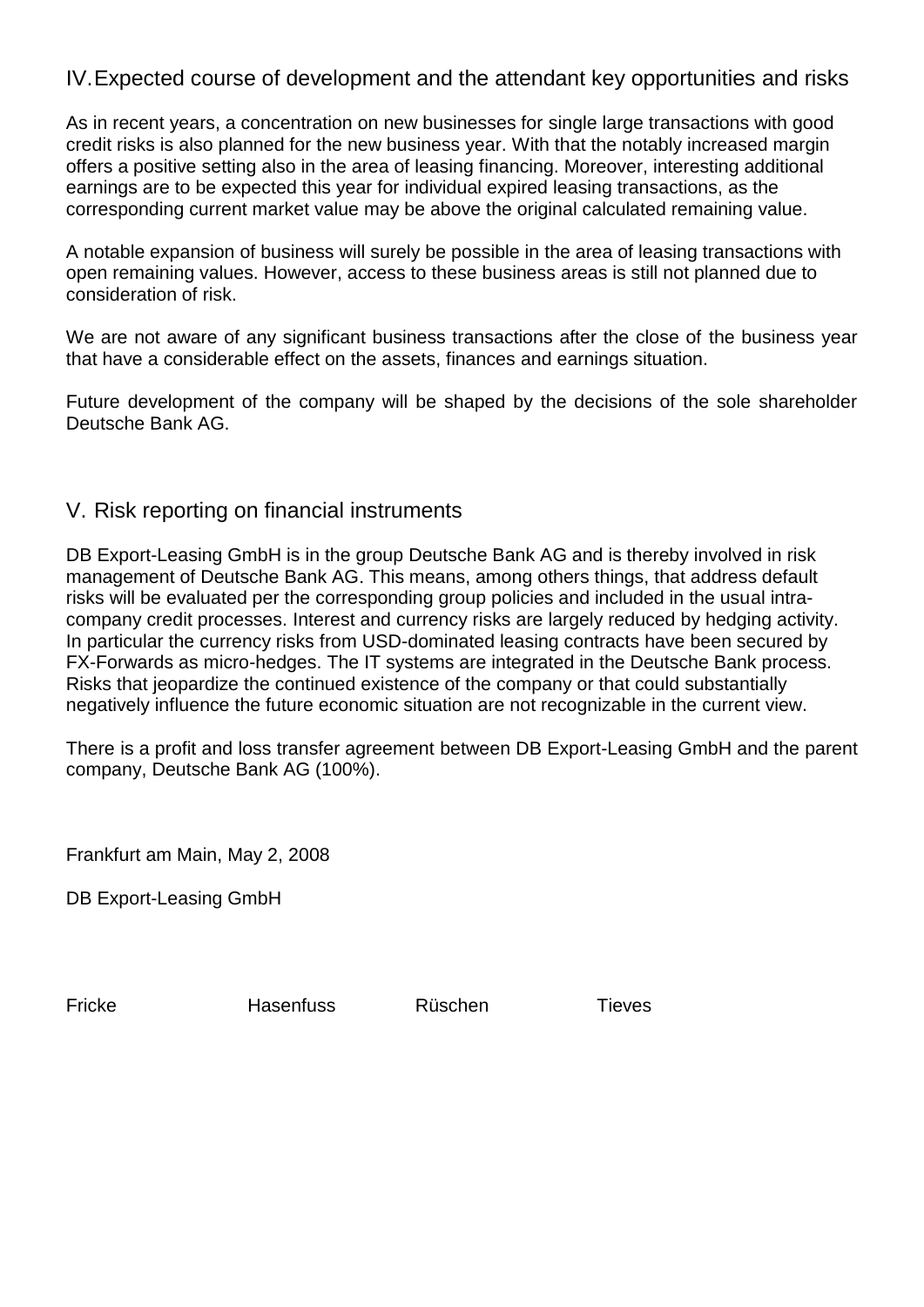## IV. Expected course of development and the attendant key opportunities and risks

As in recent years, a concentration on new businesses for single large transactions with good credit risks is also planned for the new business year. With that the notably increased margin offers a positive setting also in the area of leasing financing. Moreover, interesting additional earnings are to be expected this year for individual expired leasing transactions, as the corresponding current market value may be above the original calculated remaining value.

A notable expansion of business will surely be possible in the area of leasing transactions with open remaining values. However, access to these business areas is still not planned due to consideration of risk.

We are not aware of any significant business transactions after the close of the business year that have a considerable effect on the assets, finances and earnings situation.

Future development of the company will be shaped by the decisions of the sole shareholder Deutsche Bank AG.

## V. Risk reporting on financial instruments

DB Export-Leasing GmbH is in the group Deutsche Bank AG and is thereby involved in risk management of Deutsche Bank AG. This means, among others things, that address default risks will be evaluated per the corresponding group policies and included in the usual intra-company credit processes. Interest and currency risks are largely reduced by hedging activity. In particular the currency risks from USD-dominated leasing contracts have been secured by FX-Forwards as micro-hedges. The IT systems are integrated in the Deutsche Bank process. Risks that jeopardize the continued existence of the company or that could substantially negatively influence the future economic situation are not recognizable in the current view.

There is a profit and loss transfer agreement between DB Export-Leasing GmbH and the parent company, Deutsche Bank AG (100%).

Frankfurt am Main, May 2, 2008

DB Export-Leasing GmbH

Fricke Hasenfuss Rüschen Tieves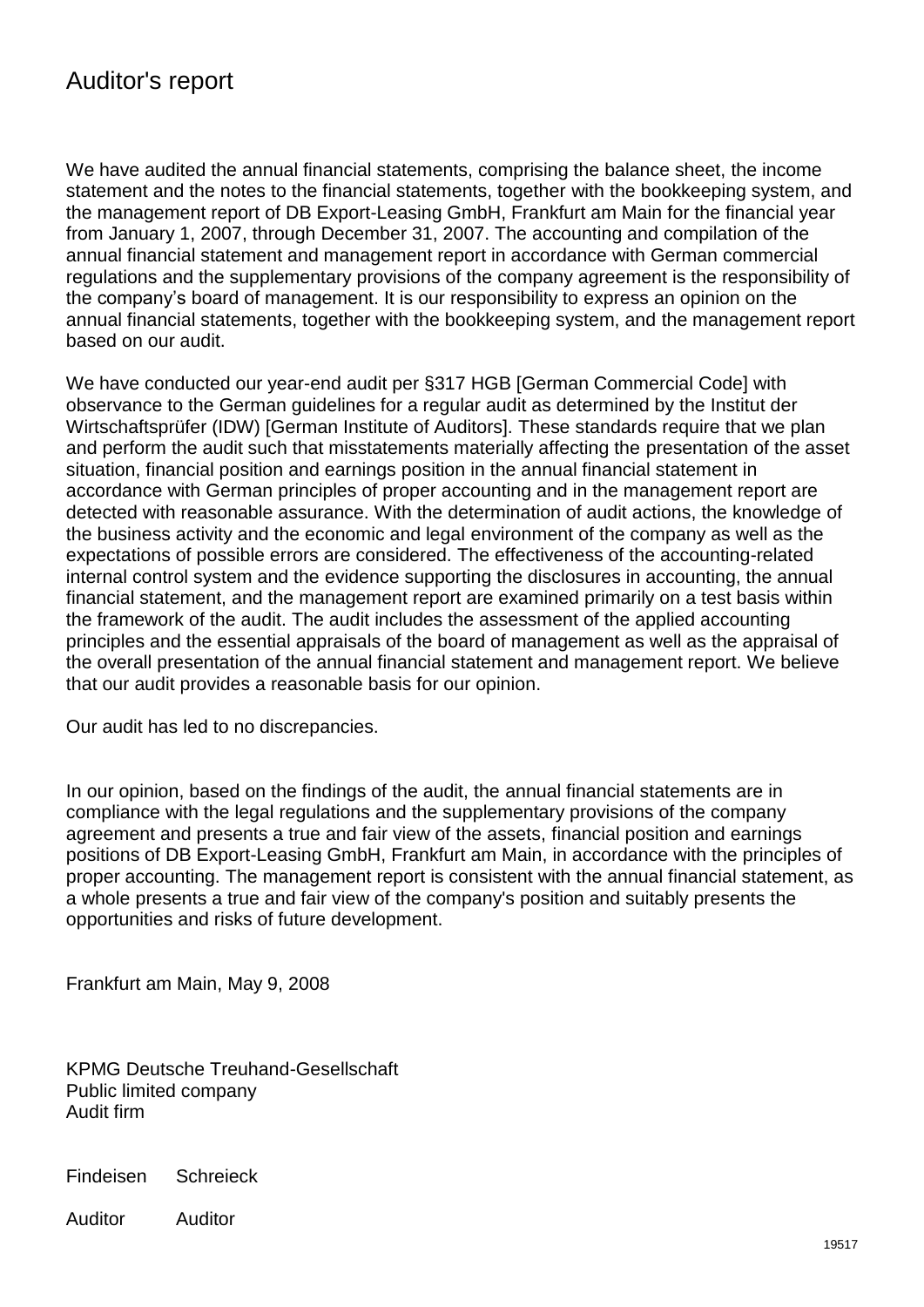# Auditor's report

We have audited the annual financial statements, comprising the balance sheet, the income statement and the notes to the financial statements, together with the bookkeeping system, and the management report of DB Export-Leasing GmbH, Frankfurt am Main for the financial year from January 1, 2007, through December 31, 2007. The accounting and compilation of the annual financial statement and management report in accordance with German commercial regulations and the supplementary provisions of the company agreement is the responsibility of the company's board of management. It is our responsibility to express an opinion on the annual financial statements, together with the bookkeeping system, and the management report based on our audit.

We have conducted our year-end audit per §317 HGB [German Commercial Code] with observance to the German guidelines for a regular audit as determined by the Institut der Wirtschaftsprüfer (IDW) [German Institute of Auditors]. These standards require that we plan and perform the audit such that misstatements materially affecting the presentation of the asset situation, financial position and earnings position in the annual financial statement in accordance with German principles of proper accounting and in the management report are detected with reasonable assurance. With the determination of audit actions, the knowledge of the business activity and the economic and legal environment of the company as well as the expectations of possible errors are considered. The effectiveness of the accounting-related internal control system and the evidence supporting the disclosures in accounting, the annual financial statement, and the management report are examined primarily on a test basis within the framework of the audit. The audit includes the assessment of the applied accounting principles and the essential appraisals of the board of management as well as the appraisal of the overall presentation of the annual financial statement and management report. We believe that our audit provides a reasonable basis for our opinion.

Our audit has led to no discrepancies.

In our opinion, based on the findings of the audit, the annual financial statements are in compliance with the legal regulations and the supplementary provisions of the company agreement and presents a true and fair view of the assets, financial position and earnings positions of DB Export-Leasing GmbH, Frankfurt am Main, in accordance with the principles of proper accounting. The management report is consistent with the annual financial statement, as a whole presents a true and fair view of the company's position and suitably presents the opportunities and risks of future development.

Frankfurt am Main, May 9, 2008

KPMG Deutsche Treuhand-Gesellschaft
Public limited company
Audit firm

Findeisen Schreieck

Auditor Auditor

19517